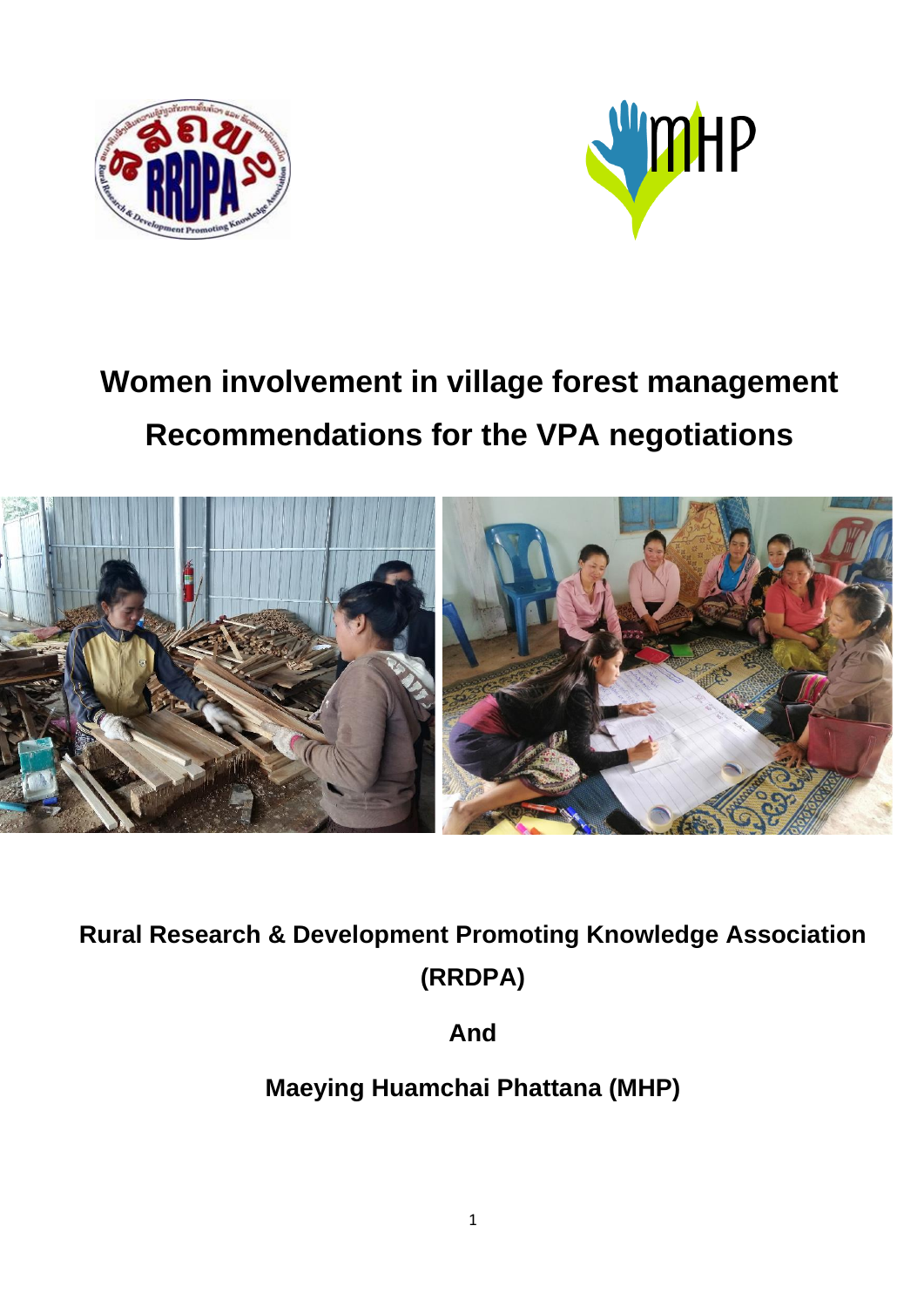# Women involvement in village forest management

# Recommendations for the VPA negotiations

**Rural Research & Development Promoting Knowledge Association (RRDPA)**

**And**

**Maeying Huamchai Phattana (MHP)**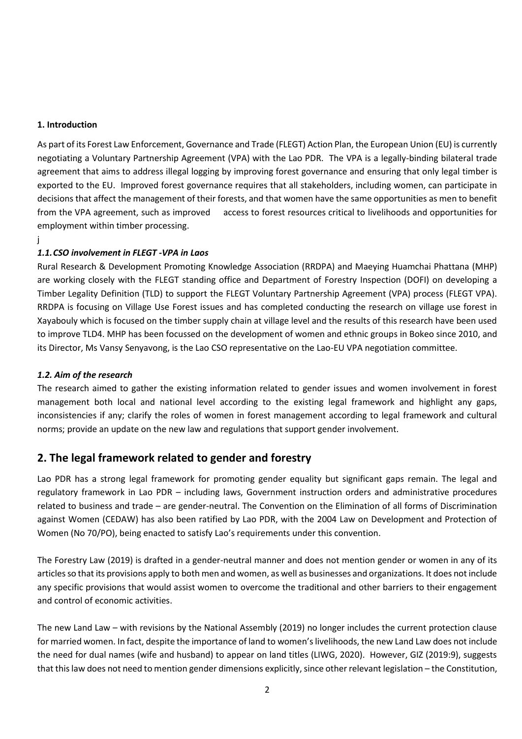**1. Introduction**

As part of its Forest Law Enforcement, Governance and Trade (FLEGT) Action Plan, the European Union (EU) is currently negotiating a Voluntary Partnership Agreement (VPA) with the Lao PDR. The VPA is a legally-binding bilateral trade agreement that aims to address illegal logging by improving forest governance and ensuring that only legal timber is exported to the EU. Improved forest governance requires that all stakeholders, including women, can participate in decisions that affect the management of their forests, and that women have the same opportunities as men to benefit from the VPA agreement, such as improved access to forest resources critical to livelihoods and opportunities for employment within timber processing.

j

***1.1. CSO involvement in FLEGT -VPA in Laos***

Rural Research & Development Promoting Knowledge Association (RRDPA) and Maeying Huamchai Phattana (MHP) are working closely with the FLEGT standing office and Department of Forestry Inspection (DOFI) on developing a Timber Legality Definition (TLD) to support the FLEGT Voluntary Partnership Agreement (VPA) process (FLEGT VPA). RRDPA is focusing on Village Use Forest issues and has completed conducting the research on village use forest in Xayabouly which is focused on the timber supply chain at village level and the results of this research have been used to improve TLD4. MHP has been focussed on the development of women and ethnic groups in Bokeo since 2010, and its Director, Ms Vansy Senyavong, is the Lao CSO representative on the Lao-EU VPA negotiation committee.

***1.2. Aim of the research***

The research aimed to gather the existing information related to gender issues and women involvement in forest management both local and national level according to the existing legal framework and highlight any gaps, inconsistencies if any; clarify the roles of women in forest management according to legal framework and cultural norms; provide an update on the new law and regulations that support gender involvement.

## 2. The legal framework related to gender and forestry

Lao PDR has a strong legal framework for promoting gender equality but significant gaps remain. The legal and regulatory framework in Lao PDR – including laws, Government instruction orders and administrative procedures related to business and trade – are gender-neutral. The Convention on the Elimination of all forms of Discrimination against Women (CEDAW) has also been ratified by Lao PDR, with the 2004 Law on Development and Protection of Women (No 70/PO), being enacted to satisfy Lao's requirements under this convention.

The Forestry Law (2019) is drafted in a gender-neutral manner and does not mention gender or women in any of its articles so that its provisions apply to both men and women, as well as businesses and organizations. It does not include any specific provisions that would assist women to overcome the traditional and other barriers to their engagement and control of economic activities.

The new Land Law – with revisions by the National Assembly (2019) no longer includes the current protection clause for married women. In fact, despite the importance of land to women's livelihoods, the new Land Law does not include the need for dual names (wife and husband) to appear on land titles (LIWG, 2020). However, GIZ (2019:9), suggests that this law does not need to mention gender dimensions explicitly, since other relevant legislation – the Constitution,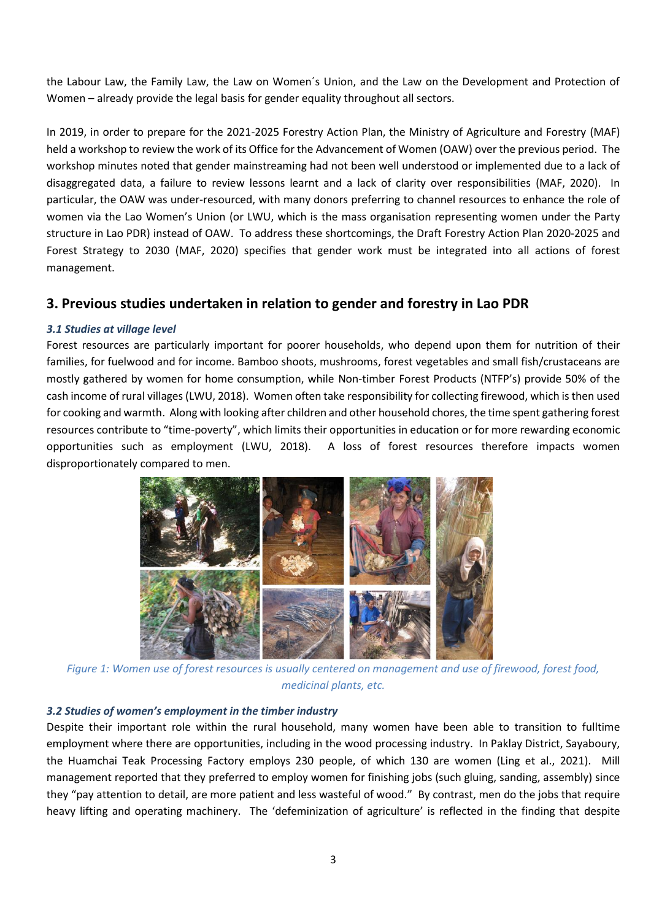the Labour Law, the Family Law, the Law on Women´s Union, and the Law on the Development and Protection of Women – already provide the legal basis for gender equality throughout all sectors.

In 2019, in order to prepare for the 2021-2025 Forestry Action Plan, the Ministry of Agriculture and Forestry (MAF) held a workshop to review the work of its Office for the Advancement of Women (OAW) over the previous period. The workshop minutes noted that gender mainstreaming had not been well understood or implemented due to a lack of disaggregated data, a failure to review lessons learnt and a lack of clarity over responsibilities (MAF, 2020). In particular, the OAW was under-resourced, with many donors preferring to channel resources to enhance the role of women via the Lao Women's Union (or LWU, which is the mass organisation representing women under the Party structure in Lao PDR) instead of OAW. To address these shortcomings, the Draft Forestry Action Plan 2020-2025 and Forest Strategy to 2030 (MAF, 2020) specifies that gender work must be integrated into all actions of forest management.

## 3. Previous studies undertaken in relation to gender and forestry in Lao PDR

### *3.1 Studies at village level*

Forest resources are particularly important for poorer households, who depend upon them for nutrition of their families, for fuelwood and for income. Bamboo shoots, mushrooms, forest vegetables and small fish/crustaceans are mostly gathered by women for home consumption, while Non-timber Forest Products (NTFP's) provide 50% of the cash income of rural villages (LWU, 2018). Women often take responsibility for collecting firewood, which is then used for cooking and warmth. Along with looking after children and other household chores, the time spent gathering forest resources contribute to "time-poverty", which limits their opportunities in education or for more rewarding economic opportunities such as employment (LWU, 2018). A loss of forest resources therefore impacts women disproportionately compared to men.

*Figure 1: Women use of forest resources is usually centered on management and use of firewood, forest food, medicinal plants, etc.*

### *3.2 Studies of women's employment in the timber industry*

Despite their important role within the rural household, many women have been able to transition to fulltime employment where there are opportunities, including in the wood processing industry. In Paklay District, Sayaboury, the Huamchai Teak Processing Factory employs 230 people, of which 130 are women (Ling et al., 2021). Mill management reported that they preferred to employ women for finishing jobs (such gluing, sanding, assembly) since they "pay attention to detail, are more patient and less wasteful of wood." By contrast, men do the jobs that require heavy lifting and operating machinery. The 'defeminization of agriculture' is reflected in the finding that despite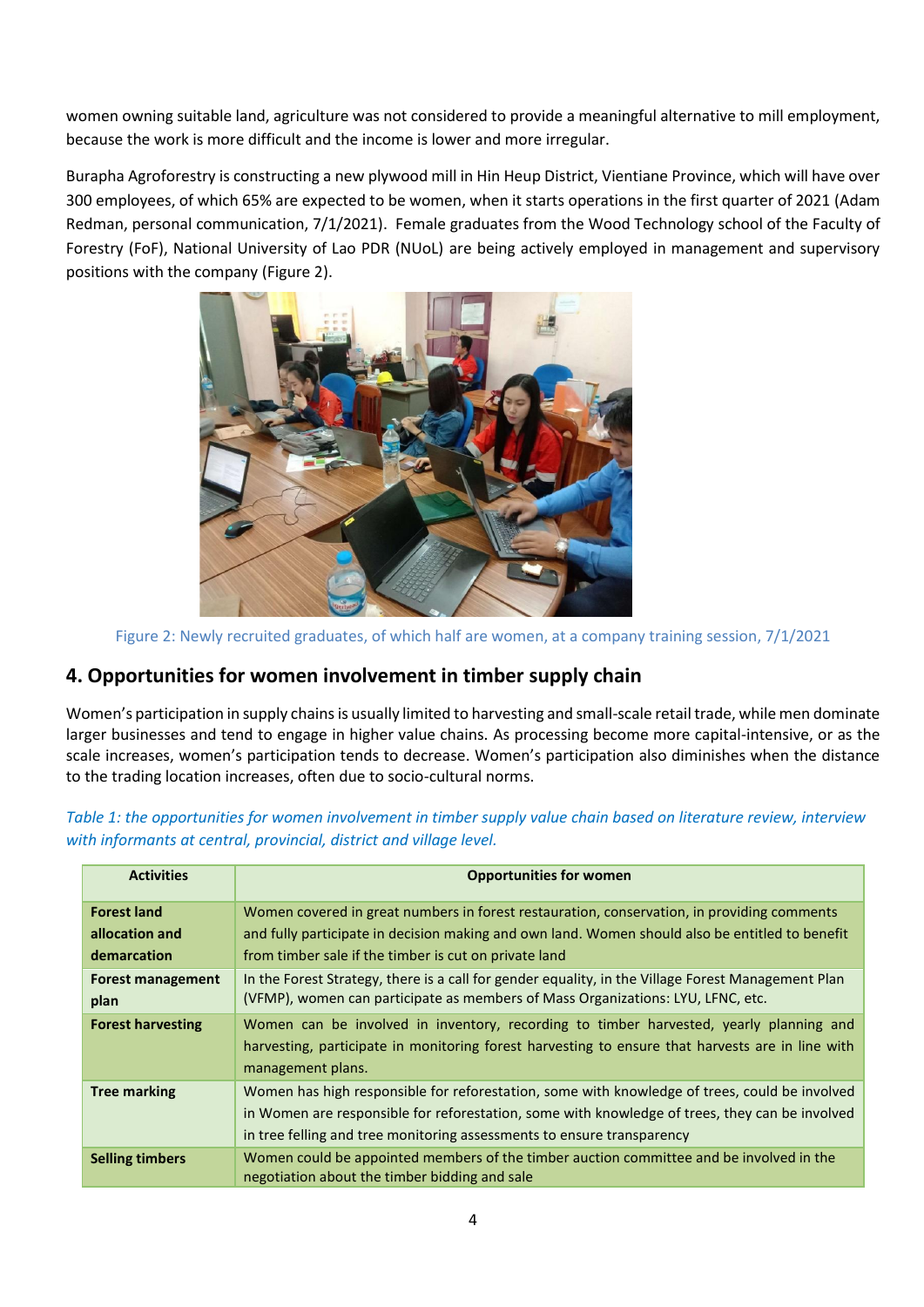women owning suitable land, agriculture was not considered to provide a meaningful alternative to mill employment, because the work is more difficult and the income is lower and more irregular.

Burapha Agroforestry is constructing a new plywood mill in Hin Heup District, Vientiane Province, which will have over 300 employees, of which 65% are expected to be women, when it starts operations in the first quarter of 2021 (Adam Redman, personal communication, 7/1/2021). Female graduates from the Wood Technology school of the Faculty of Forestry (FoF), National University of Lao PDR (NUoL) are being actively employed in management and supervisory positions with the company (Figure 2).

Figure 2: Newly recruited graduates, of which half are women, at a company training session, 7/1/2021

## 4. Opportunities for women involvement in timber supply chain

Women's participation in supply chains is usually limited to harvesting and small-scale retail trade, while men dominate larger businesses and tend to engage in higher value chains. As processing become more capital-intensive, or as the scale increases, women's participation tends to decrease. Women's participation also diminishes when the distance to the trading location increases, often due to socio-cultural norms.

*Table 1: the opportunities for women involvement in timber supply value chain based on literature review, interview with informants at central, provincial, district and village level.*

| Activities | Opportunities for women |
|---|---|
| **Forest land allocation and demarcation** | Women covered in great numbers in forest restauration, conservation, in providing comments and fully participate in decision making and own land. Women should also be entitled to benefit from timber sale if the timber is cut on private land |
| **Forest management plan** | In the Forest Strategy, there is a call for gender equality, in the Village Forest Management Plan (VFMP), women can participate as members of Mass Organizations: LYU, LFNC, etc. |
| **Forest harvesting** | Women can be involved in inventory, recording to timber harvested, yearly planning and harvesting, participate in monitoring forest harvesting to ensure that harvests are in line with management plans. |
| **Tree marking** | Women has high responsible for reforestation, some with knowledge of trees, could be involved in Women are responsible for reforestation, some with knowledge of trees, they can be involved in tree felling and tree monitoring assessments to ensure transparency |
| **Selling timbers** | Women could be appointed members of the timber auction committee and be involved in the negotiation about the timber bidding and sale |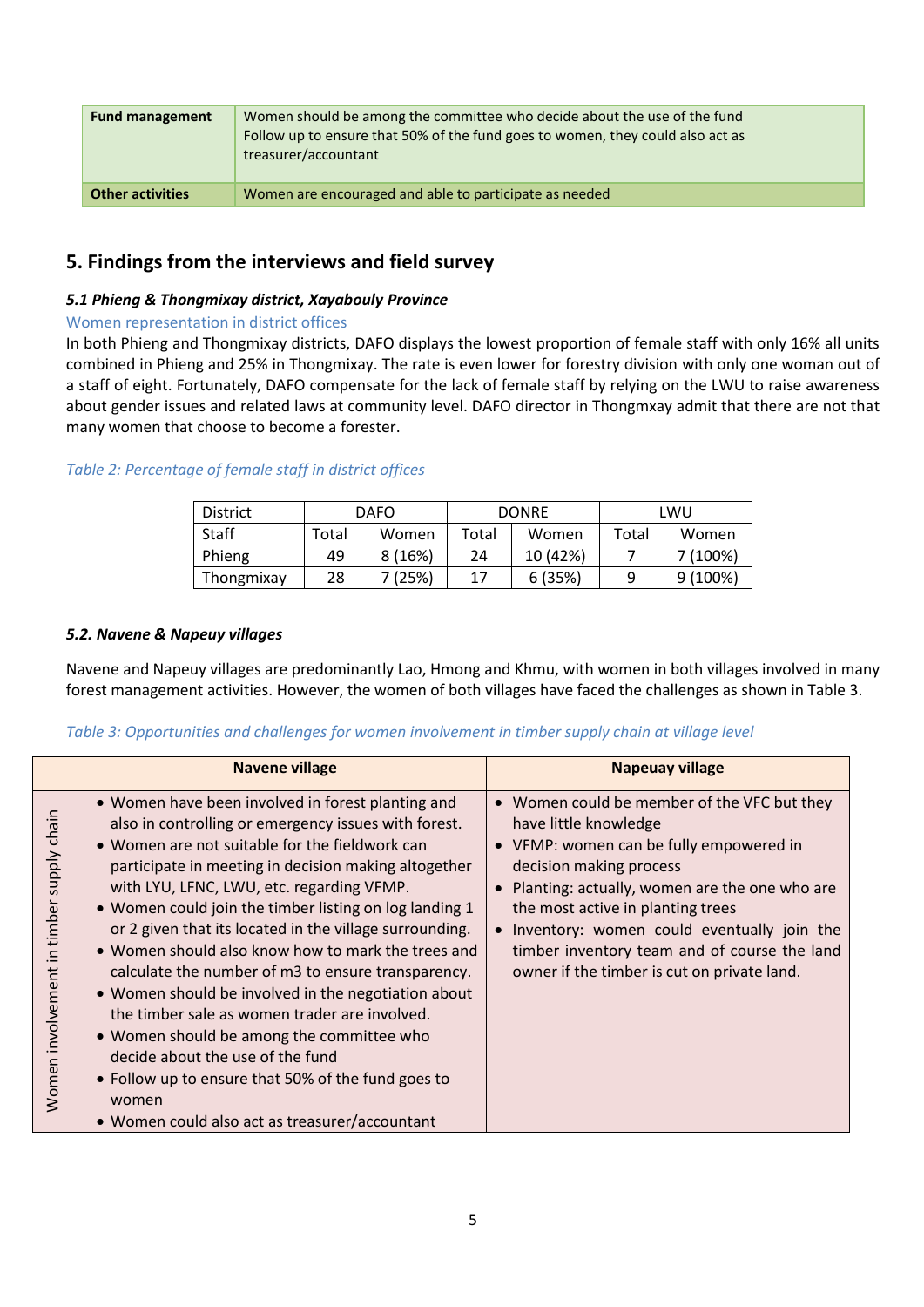| Fund management | Women should be among the committee who decide about the use of the fund<br>Follow up to ensure that 50% of the fund goes to women, they could also act as treasurer/accountant |
|---|---|
| **Other activities** | Women are encouraged and able to participate as needed |

## 5. Findings from the interviews and field survey

### *5.1 Phieng & Thongmixay district, Xayabouly Province*

Women representation in district offices

In both Phieng and Thongmixay districts, DAFO displays the lowest proportion of female staff with only 16% all units combined in Phieng and 25% in Thongmixay. The rate is even lower for forestry division with only one woman out of a staff of eight. Fortunately, DAFO compensate for the lack of female staff by relying on the LWU to raise awareness about gender issues and related laws at community level. DAFO director in Thongmxay admit that there are not that many women that choose to become a forester.

*Table 2: Percentage of female staff in district offices*

| District | DAFO | | DONRE | | LWU | |
|---|---|---|---|---|---|---|
| Staff | Total | Women | Total | Women | Total | Women |
| Phieng | 49 | 8 (16%) | 24 | 10 (42%) | 7 | 7 (100%) |
| Thongmixay | 28 | 7 (25%) | 17 | 6 (35%) | 9 | 9 (100%) |

### *5.2. Navene & Napeuy villages*

Navene and Napeuy villages are predominantly Lao, Hmong and Khmu, with women in both villages involved in many forest management activities. However, the women of both villages have faced the challenges as shown in Table 3.

*Table 3: Opportunities and challenges for women involvement in timber supply chain at village level*

| | Navene village | Napeuay village |
|---|---|---|
| Women involvement in timber supply chain | • Women have been involved in forest planting and also in controlling or emergency issues with forest.<br>• Women are not suitable for the fieldwork can participate in meeting in decision making altogether with LYU, LFNC, LWU, etc. regarding VFMP.<br>• Women could join the timber listing on log landing 1 or 2 given that its located in the village surrounding.<br>• Women should also know how to mark the trees and calculate the number of m3 to ensure transparency.<br>• Women should be involved in the negotiation about the timber sale as women trader are involved.<br>• Women should be among the committee who decide about the use of the fund<br>• Follow up to ensure that 50% of the fund goes to women<br>• Women could also act as treasurer/accountant | • Women could be member of the VFC but they have little knowledge<br>• VFMP: women can be fully empowered in decision making process<br>• Planting: actually, women are the one who are the most active in planting trees<br>• Inventory: women could eventually join the timber inventory team and of course the land owner if the timber is cut on private land. |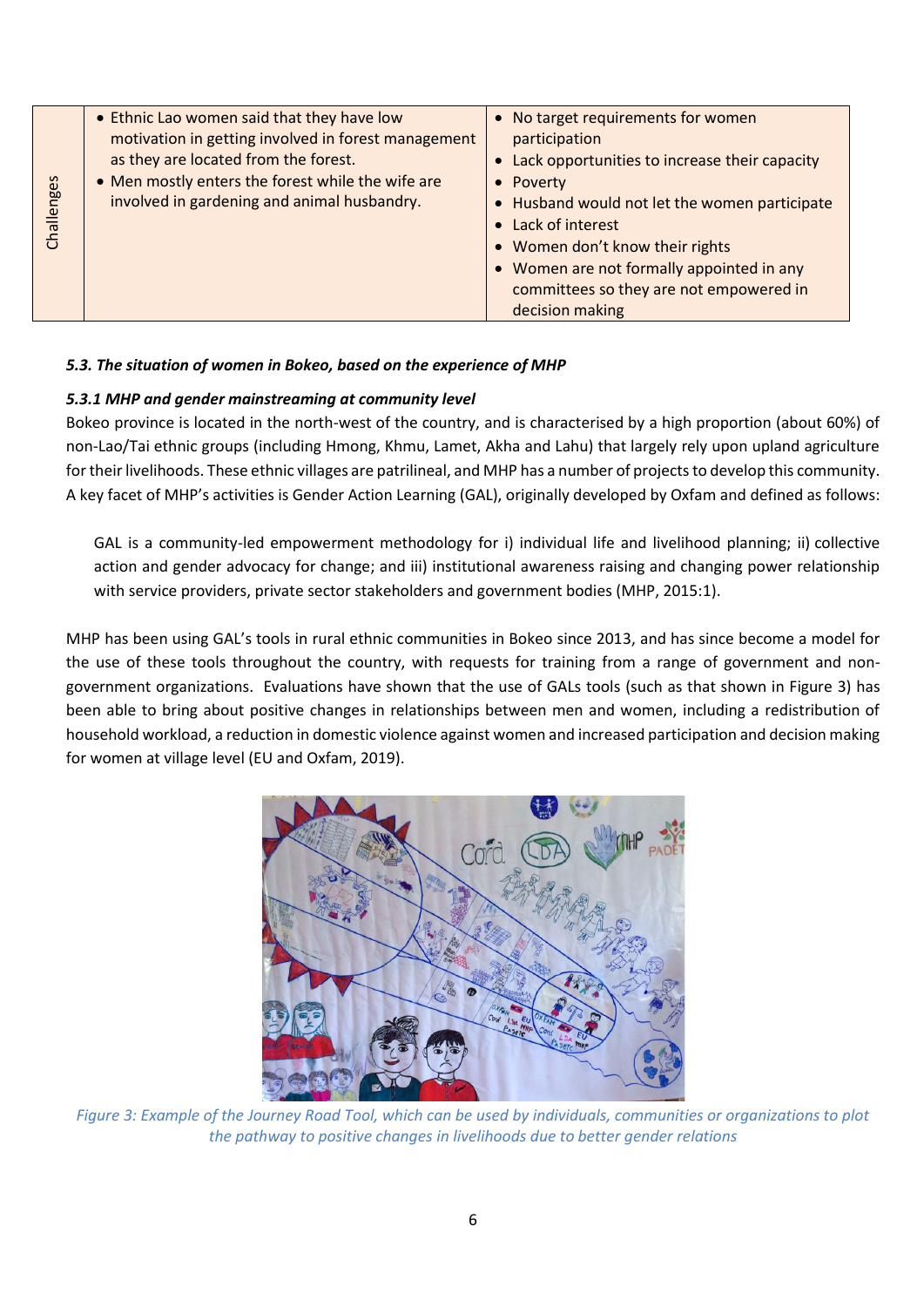| Challenges | • Ethnic Lao women said that they have low motivation in getting involved in forest management as they are located from the forest.<br>• Men mostly enters the forest while the wife are involved in gardening and animal husbandry. | • No target requirements for women participation<br>• Lack opportunities to increase their capacity<br>• Poverty<br>• Husband would not let the women participate<br>• Lack of interest<br>• Women don't know their rights<br>• Women are not formally appointed in any committees so they are not empowered in decision making |
|---|---|---|

***5.3. The situation of women in Bokeo, based on the experience of MHP***

***5.3.1 MHP and gender mainstreaming at community level***

Bokeo province is located in the north-west of the country, and is characterised by a high proportion (about 60%) of non-Lao/Tai ethnic groups (including Hmong, Khmu, Lamet, Akha and Lahu) that largely rely upon upland agriculture for their livelihoods. These ethnic villages are patrilineal, and MHP has a number of projects to develop this community. A key facet of MHP's activities is Gender Action Learning (GAL), originally developed by Oxfam and defined as follows:

> GAL is a community-led empowerment methodology for i) individual life and livelihood planning; ii) collective action and gender advocacy for change; and iii) institutional awareness raising and changing power relationship with service providers, private sector stakeholders and government bodies (MHP, 2015:1).

MHP has been using GAL's tools in rural ethnic communities in Bokeo since 2013, and has since become a model for the use of these tools throughout the country, with requests for training from a range of government and non-government organizations. Evaluations have shown that the use of GALs tools (such as that shown in Figure 3) has been able to bring about positive changes in relationships between men and women, including a redistribution of household workload, a reduction in domestic violence against women and increased participation and decision making for women at village level (EU and Oxfam, 2019).

*Figure 3: Example of the Journey Road Tool, which can be used by individuals, communities or organizations to plot the pathway to positive changes in livelihoods due to better gender relations*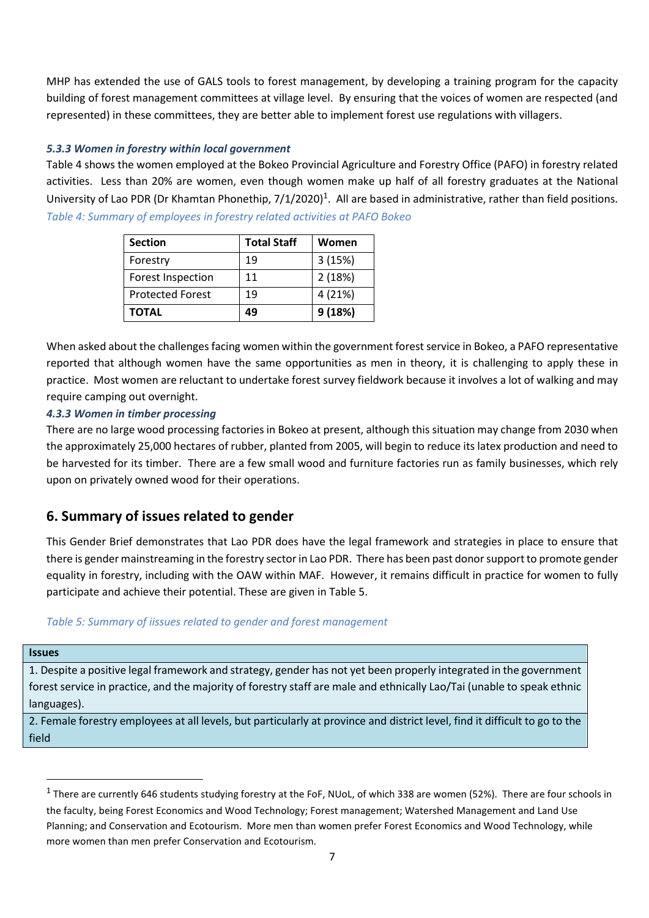MHP has extended the use of GALS tools to forest management, by developing a training program for the capacity building of forest management committees at village level. By ensuring that the voices of women are respected (and represented) in these committees, they are better able to implement forest use regulations with villagers.

#### *5.3.3 Women in forestry within local government*

Table 4 shows the women employed at the Bokeo Provincial Agriculture and Forestry Office (PAFO) in forestry related activities. Less than 20% are women, even though women make up half of all forestry graduates at the National University of Lao PDR (Dr Khamtan Phonethip, 7/1/2020)[1]. All are based in administrative, rather than field positions.

*Table 4: Summary of employees in forestry related activities at PAFO Bokeo*

| Section | Total Staff | Women |
|---|---|---|
| Forestry | 19 | 3 (15%) |
| Forest Inspection | 11 | 2 (18%) |
| Protected Forest | 19 | 4 (21%) |
| **TOTAL** | **49** | **9 (18%)** |

When asked about the challenges facing women within the government forest service in Bokeo, a PAFO representative reported that although women have the same opportunities as men in theory, it is challenging to apply these in practice. Most women are reluctant to undertake forest survey fieldwork because it involves a lot of walking and may require camping out overnight.

#### *4.3.3 Women in timber processing*

There are no large wood processing factories in Bokeo at present, although this situation may change from 2030 when the approximately 25,000 hectares of rubber, planted from 2005, will begin to reduce its latex production and need to be harvested for its timber. There are a few small wood and furniture factories run as family businesses, which rely upon on privately owned wood for their operations.

## 6. Summary of issues related to gender

This Gender Brief demonstrates that Lao PDR does have the legal framework and strategies in place to ensure that there is gender mainstreaming in the forestry sector in Lao PDR. There has been past donor support to promote gender equality in forestry, including with the OAW within MAF. However, it remains difficult in practice for women to fully participate and achieve their potential. These are given in Table 5.

*Table 5: Summary of iissues related to gender and forest management*

| **Issues** |
|---|
| 1. Despite a positive legal framework and strategy, gender has not yet been properly integrated in the government forest service in practice, and the majority of forestry staff are male and ethnically Lao/Tai (unable to speak ethnic languages). |
| 2. Female forestry employees at all levels, but particularly at province and district level, find it difficult to go to the field |

[1] There are currently 646 students studying forestry at the FoF, NUoL, of which 338 are women (52%). There are four schools in the faculty, being Forest Economics and Wood Technology; Forest management; Watershed Management and Land Use Planning; and Conservation and Ecotourism. More men than women prefer Forest Economics and Wood Technology, while more women than men prefer Conservation and Ecotourism.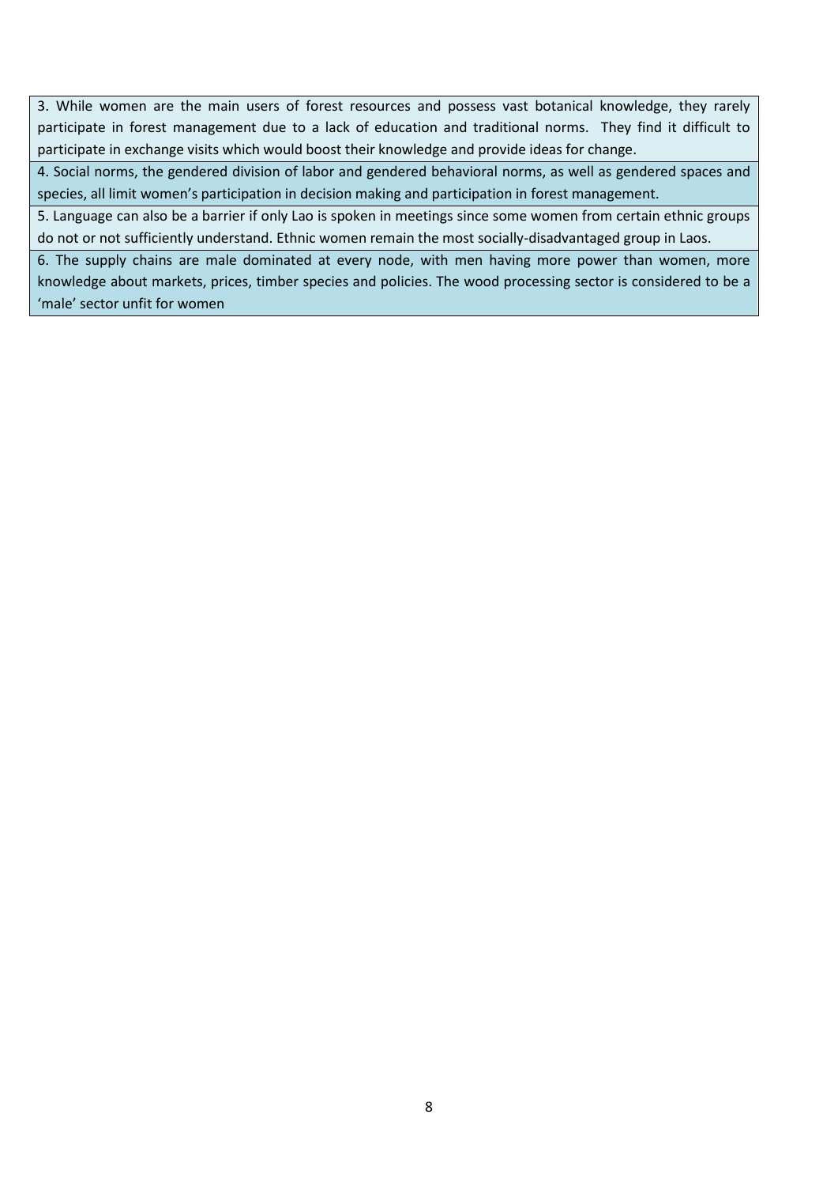|  |
| --- |
| 3. While women are the main users of forest resources and possess vast botanical knowledge, they rarely participate in forest management due to a lack of education and traditional norms. They find it difficult to participate in exchange visits which would boost their knowledge and provide ideas for change. |
| 4. Social norms, the gendered division of labor and gendered behavioral norms, as well as gendered spaces and species, all limit women's participation in decision making and participation in forest management. |
| 5. Language can also be a barrier if only Lao is spoken in meetings since some women from certain ethnic groups do not or not sufficiently understand. Ethnic women remain the most socially-disadvantaged group in Laos. |
| 6. The supply chains are male dominated at every node, with men having more power than women, more knowledge about markets, prices, timber species and policies. The wood processing sector is considered to be a 'male' sector unfit for women |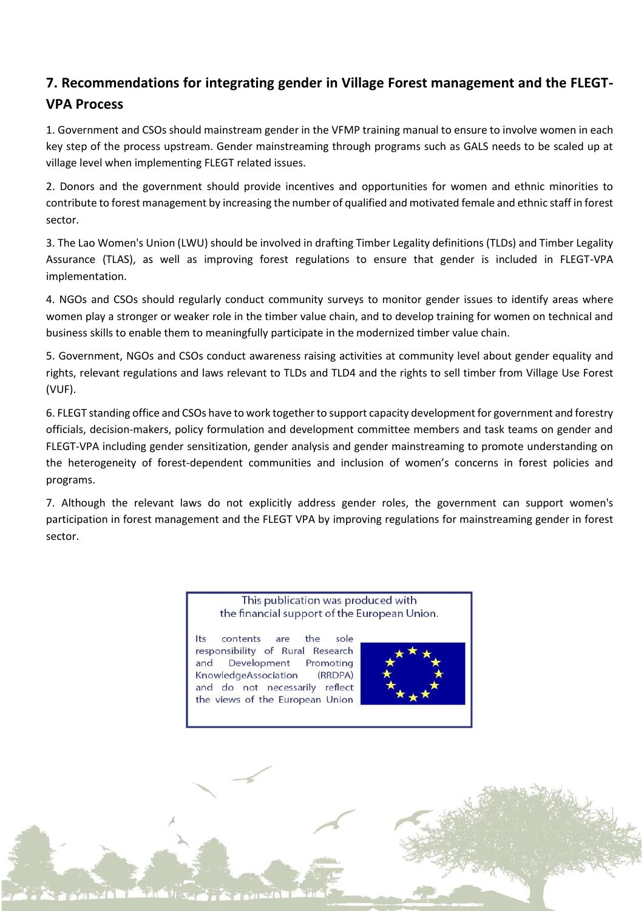## 7. Recommendations for integrating gender in Village Forest management and the FLEGT-VPA Process

1. Government and CSOs should mainstream gender in the VFMP training manual to ensure to involve women in each key step of the process upstream. Gender mainstreaming through programs such as GALS needs to be scaled up at village level when implementing FLEGT related issues.

2. Donors and the government should provide incentives and opportunities for women and ethnic minorities to contribute to forest management by increasing the number of qualified and motivated female and ethnic staff in forest sector.

3. The Lao Women's Union (LWU) should be involved in drafting Timber Legality definitions (TLDs) and Timber Legality Assurance (TLAS), as well as improving forest regulations to ensure that gender is included in FLEGT-VPA implementation.

4. NGOs and CSOs should regularly conduct community surveys to monitor gender issues to identify areas where women play a stronger or weaker role in the timber value chain, and to develop training for women on technical and business skills to enable them to meaningfully participate in the modernized timber value chain.

5. Government, NGOs and CSOs conduct awareness raising activities at community level about gender equality and rights, relevant regulations and laws relevant to TLDs and TLD4 and the rights to sell timber from Village Use Forest (VUF).

6. FLEGT standing office and CSOs have to work together to support capacity development for government and forestry officials, decision-makers, policy formulation and development committee members and task teams on gender and FLEGT-VPA including gender sensitization, gender analysis and gender mainstreaming to promote understanding on the heterogeneity of forest-dependent communities and inclusion of women's concerns in forest policies and programs.

7. Although the relevant laws do not explicitly address gender roles, the government can support women's participation in forest management and the FLEGT VPA by improving regulations for mainstreaming gender in forest sector.

This publication was produced with the financial support of the European Union.

Its contents are the sole responsibility of Rural Research and Development Promoting KnowledgeAssociation (RRDPA) and do not necessarily reflect the views of the European Union